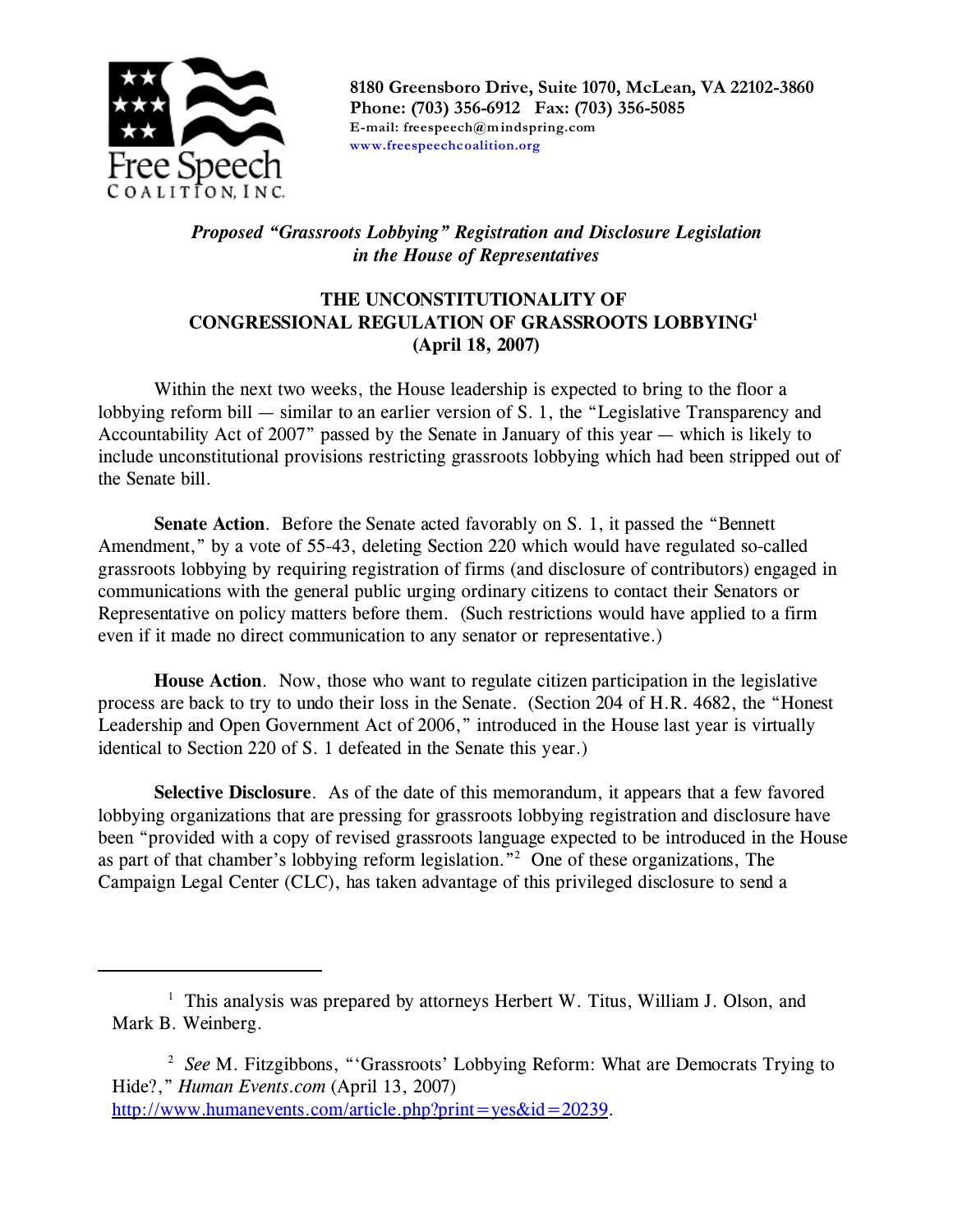Free Speech COALITION, INC.

**8180 Greensboro Drive, Suite 1070, McLean, VA 22102-3860**
**Phone: (703) 356-6912 Fax: (703) 356-5085**
E-mail: freespeech@mindspring.com
www.freespeechcoalition.org

***Proposed "Grassroots Lobbying" Registration and Disclosure Legislation in the House of Representatives***

**THE UNCONSTITUTIONALITY OF CONGRESSIONAL REGULATION OF GRASSROOTS LOBBYING[1]**
**(April 18, 2007)**

Within the next two weeks, the House leadership is expected to bring to the floor a lobbying reform bill — similar to an earlier version of S. 1, the "Legislative Transparency and Accountability Act of 2007" passed by the Senate in January of this year — which is likely to include unconstitutional provisions restricting grassroots lobbying which had been stripped out of the Senate bill.

**Senate Action**. Before the Senate acted favorably on S. 1, it passed the "Bennett Amendment," by a vote of 55-43, deleting Section 220 which would have regulated so-called grassroots lobbying by requiring registration of firms (and disclosure of contributors) engaged in communications with the general public urging ordinary citizens to contact their Senators or Representative on policy matters before them. (Such restrictions would have applied to a firm even if it made no direct communication to any senator or representative.)

**House Action**. Now, those who want to regulate citizen participation in the legislative process are back to try to undo their loss in the Senate. (Section 204 of H.R. 4682, the "Honest Leadership and Open Government Act of 2006," introduced in the House last year is virtually identical to Section 220 of S. 1 defeated in the Senate this year.)

**Selective Disclosure**. As of the date of this memorandum, it appears that a few favored lobbying organizations that are pressing for grassroots lobbying registration and disclosure have been "provided with a copy of revised grassroots language expected to be introduced in the House as part of that chamber's lobbying reform legislation."[2] One of these organizations, The Campaign Legal Center (CLC), has taken advantage of this privileged disclosure to send a

---

[1] This analysis was prepared by attorneys Herbert W. Titus, William J. Olson, and Mark B. Weinberg.

[2] *See* M. Fitzgibbons, "'Grassroots' Lobbying Reform: What are Democrats Trying to Hide?," *Human Events.com* (April 13, 2007) http://www.humanevents.com/article.php?print=yes&id=20239.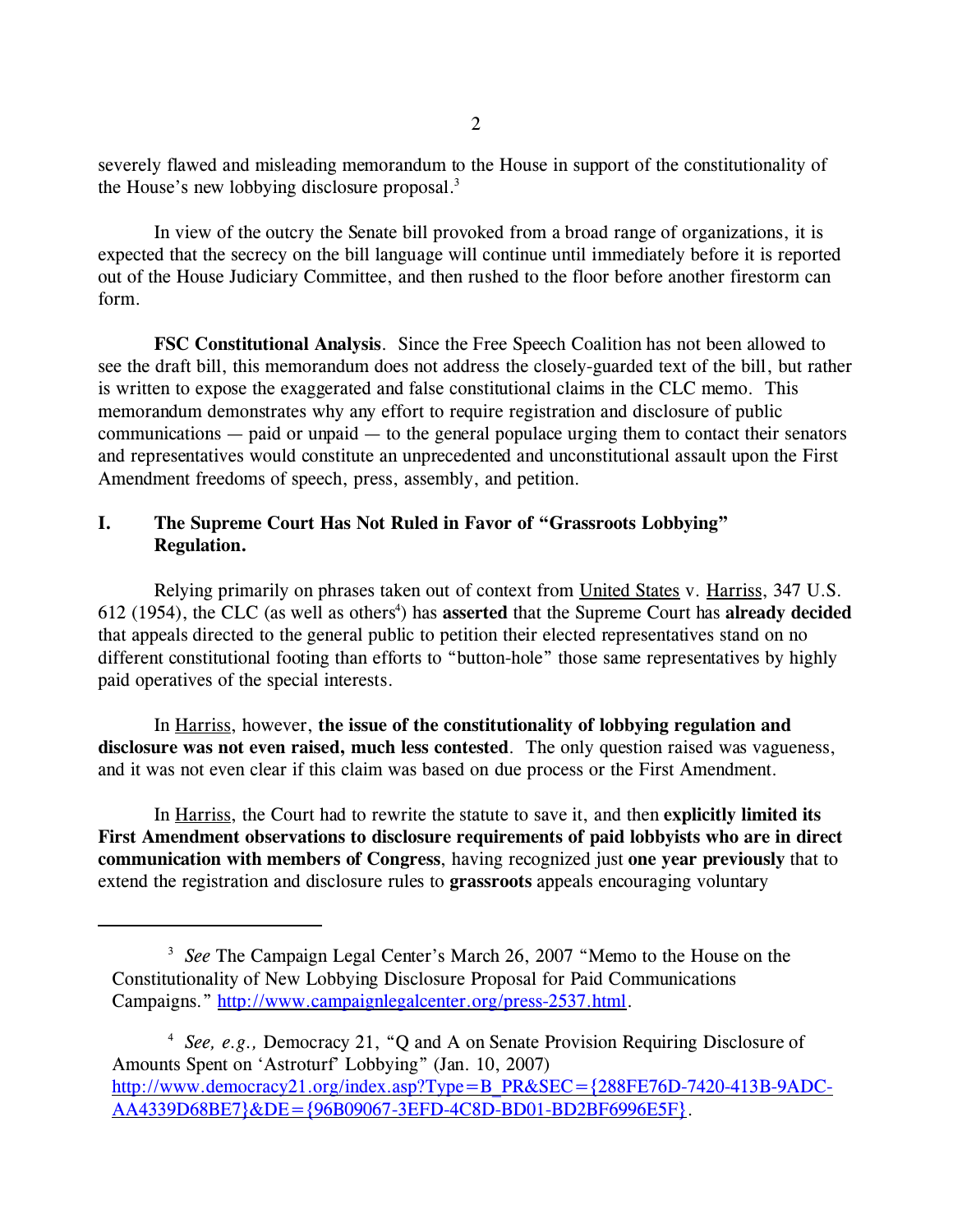severely flawed and misleading memorandum to the House in support of the constitutionality of the House's new lobbying disclosure proposal.[3]

In view of the outcry the Senate bill provoked from a broad range of organizations, it is expected that the secrecy on the bill language will continue until immediately before it is reported out of the House Judiciary Committee, and then rushed to the floor before another firestorm can form.

**FSC Constitutional Analysis**. Since the Free Speech Coalition has not been allowed to see the draft bill, this memorandum does not address the closely-guarded text of the bill, but rather is written to expose the exaggerated and false constitutional claims in the CLC memo. This memorandum demonstrates why any effort to require registration and disclosure of public communications — paid or unpaid — to the general populace urging them to contact their senators and representatives would constitute an unprecedented and unconstitutional assault upon the First Amendment freedoms of speech, press, assembly, and petition.

## I. The Supreme Court Has Not Ruled in Favor of "Grassroots Lobbying" Regulation.

Relying primarily on phrases taken out of context from United States v. Harriss, 347 U.S. 612 (1954), the CLC (as well as others[4]) has **asserted** that the Supreme Court has **already decided** that appeals directed to the general public to petition their elected representatives stand on no different constitutional footing than efforts to "button-hole" those same representatives by highly paid operatives of the special interests.

In Harriss, however, **the issue of the constitutionality of lobbying regulation and disclosure was not even raised, much less contested**. The only question raised was vagueness, and it was not even clear if this claim was based on due process or the First Amendment.

In Harriss, the Court had to rewrite the statute to save it, and then **explicitly limited its First Amendment observations to disclosure requirements of paid lobbyists who are in direct communication with members of Congress**, having recognized just **one year previously** that to extend the registration and disclosure rules to **grassroots** appeals encouraging voluntary

---

[3] *See* The Campaign Legal Center's March 26, 2007 "Memo to the House on the Constitutionality of New Lobbying Disclosure Proposal for Paid Communications Campaigns." http://www.campaignlegalcenter.org/press-2537.html.

[4] *See, e.g.,* Democracy 21, "Q and A on Senate Provision Requiring Disclosure of Amounts Spent on 'Astroturf' Lobbying" (Jan. 10, 2007) http://www.democracy21.org/index.asp?Type=B_PR&SEC={288FE76D-7420-413B-9ADC-AA4339D68BE7}&DE={96B09067-3EFD-4C8D-BD01-BD2BF6996E5F}.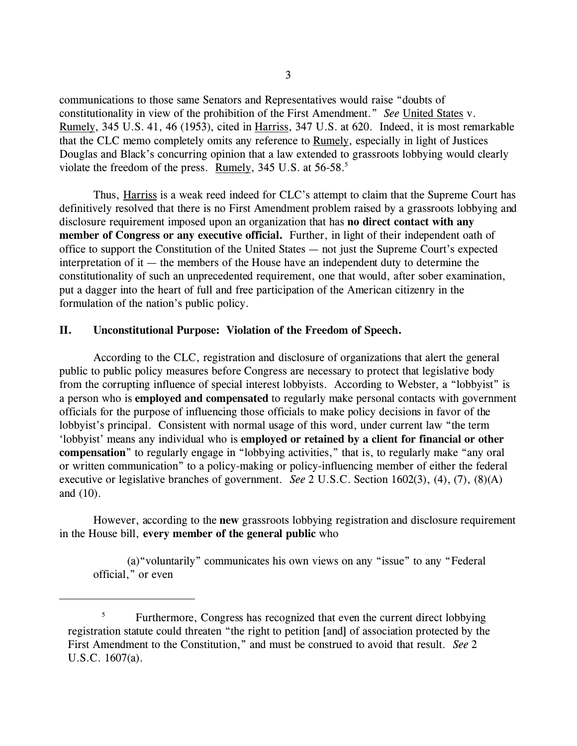communications to those same Senators and Representatives would raise "doubts of constitutionality in view of the prohibition of the First Amendment." *See* United States v. Rumely, 345 U.S. 41, 46 (1953), cited in Harriss, 347 U.S. at 620. Indeed, it is most remarkable that the CLC memo completely omits any reference to Rumely, especially in light of Justices Douglas and Black's concurring opinion that a law extended to grassroots lobbying would clearly violate the freedom of the press. Rumely, 345 U.S. at 56-58.[5]

Thus, Harriss is a weak reed indeed for CLC's attempt to claim that the Supreme Court has definitively resolved that there is no First Amendment problem raised by a grassroots lobbying and disclosure requirement imposed upon an organization that has **no direct contact with any member of Congress or any executive official.** Further, in light of their independent oath of office to support the Constitution of the United States — not just the Supreme Court's expected interpretation of it — the members of the House have an independent duty to determine the constitutionality of such an unprecedented requirement, one that would, after sober examination, put a dagger into the heart of full and free participation of the American citizenry in the formulation of the nation's public policy.

## II. Unconstitutional Purpose: Violation of the Freedom of Speech.

According to the CLC, registration and disclosure of organizations that alert the general public to public policy measures before Congress are necessary to protect that legislative body from the corrupting influence of special interest lobbyists. According to Webster, a "lobbyist" is a person who is **employed and compensated** to regularly make personal contacts with government officials for the purpose of influencing those officials to make policy decisions in favor of the lobbyist's principal. Consistent with normal usage of this word, under current law "the term 'lobbyist' means any individual who is **employed or retained by a client for financial or other compensation**" to regularly engage in "lobbying activities," that is, to regularly make "any oral or written communication" to a policy-making or policy-influencing member of either the federal executive or legislative branches of government. *See* 2 U.S.C. Section 1602(3), (4), (7), (8)(A) and (10).

However, according to the **new** grassroots lobbying registration and disclosure requirement in the House bill, **every member of the general public** who

> (a)"voluntarily" communicates his own views on any "issue" to any "Federal official," or even

---

[5] Furthermore, Congress has recognized that even the current direct lobbying registration statute could threaten "the right to petition [and] of association protected by the First Amendment to the Constitution," and must be construed to avoid that result. *See* 2 U.S.C. 1607(a).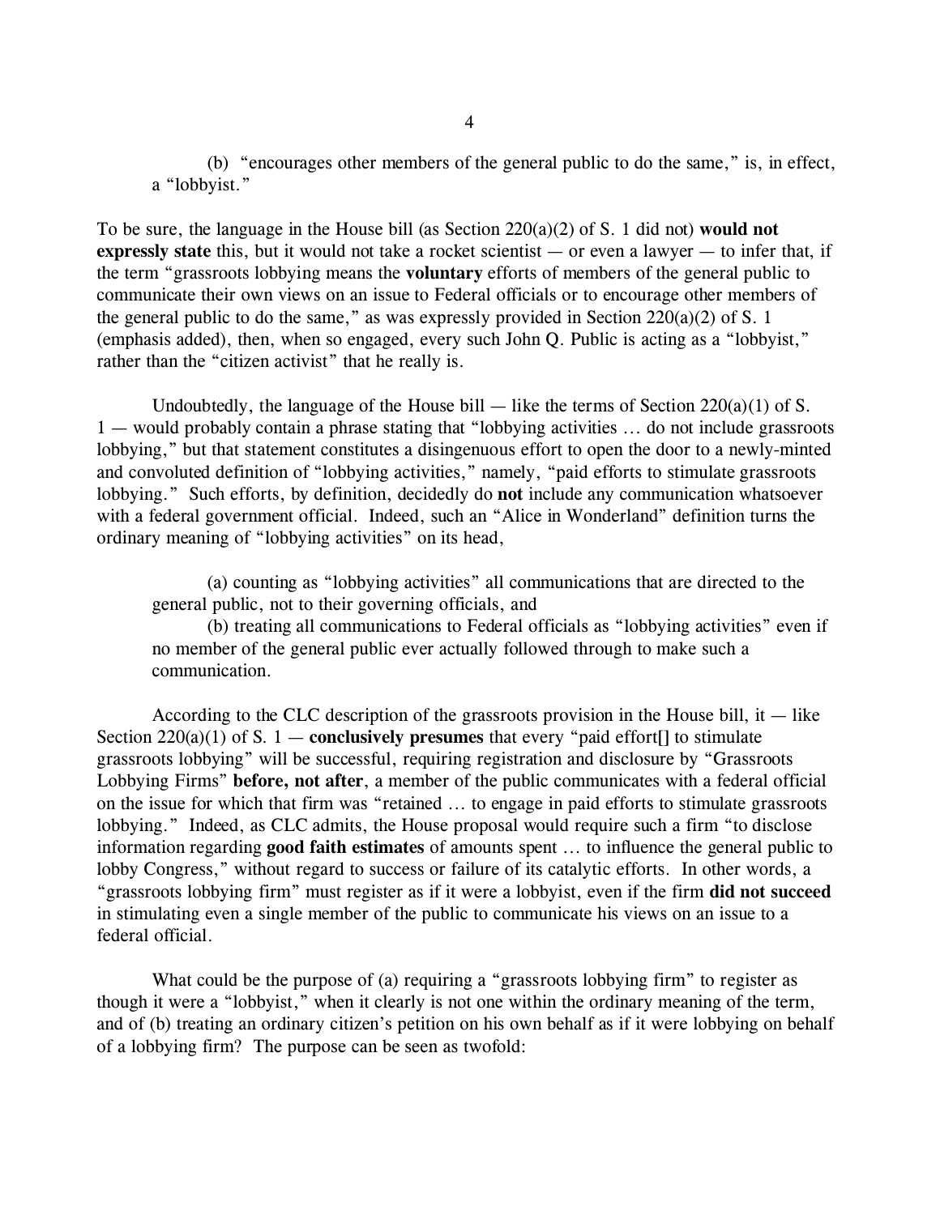(b) "encourages other members of the general public to do the same," is, in effect, a "lobbyist."

To be sure, the language in the House bill (as Section 220(a)(2) of S. 1 did not) **would not expressly state** this, but it would not take a rocket scientist — or even a lawyer — to infer that, if the term "grassroots lobbying means the **voluntary** efforts of members of the general public to communicate their own views on an issue to Federal officials or to encourage other members of the general public to do the same," as was expressly provided in Section 220(a)(2) of S. 1 (emphasis added), then, when so engaged, every such John Q. Public is acting as a "lobbyist," rather than the "citizen activist" that he really is.

Undoubtedly, the language of the House bill — like the terms of Section 220(a)(1) of S. 1 — would probably contain a phrase stating that "lobbying activities … do not include grassroots lobbying," but that statement constitutes a disingenuous effort to open the door to a newly-minted and convoluted definition of "lobbying activities," namely, "paid efforts to stimulate grassroots lobbying." Such efforts, by definition, decidedly do **not** include any communication whatsoever with a federal government official. Indeed, such an "Alice in Wonderland" definition turns the ordinary meaning of "lobbying activities" on its head,

(a) counting as "lobbying activities" all communications that are directed to the general public, not to their governing officials, and

(b) treating all communications to Federal officials as "lobbying activities" even if no member of the general public ever actually followed through to make such a communication.

According to the CLC description of the grassroots provision in the House bill, it — like Section 220(a)(1) of S. 1 — **conclusively presumes** that every "paid effort[] to stimulate grassroots lobbying" will be successful, requiring registration and disclosure by "Grassroots Lobbying Firms" **before, not after**, a member of the public communicates with a federal official on the issue for which that firm was "retained … to engage in paid efforts to stimulate grassroots lobbying." Indeed, as CLC admits, the House proposal would require such a firm "to disclose information regarding **good faith estimates** of amounts spent … to influence the general public to lobby Congress," without regard to success or failure of its catalytic efforts. In other words, a "grassroots lobbying firm" must register as if it were a lobbyist, even if the firm **did not succeed** in stimulating even a single member of the public to communicate his views on an issue to a federal official.

What could be the purpose of (a) requiring a "grassroots lobbying firm" to register as though it were a "lobbyist," when it clearly is not one within the ordinary meaning of the term, and of (b) treating an ordinary citizen's petition on his own behalf as if it were lobbying on behalf of a lobbying firm? The purpose can be seen as twofold: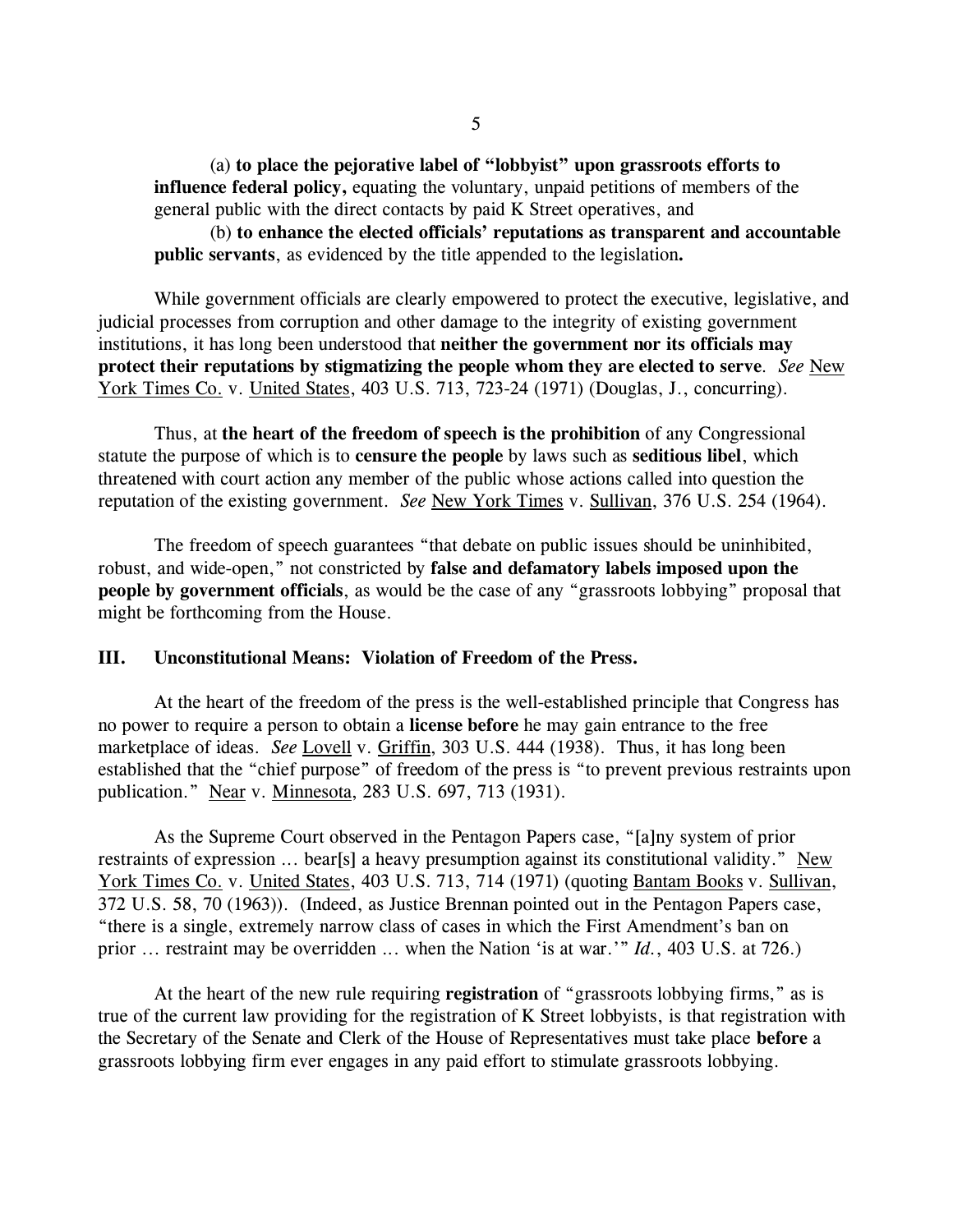(a) **to place the pejorative label of "lobbyist" upon grassroots efforts to influence federal policy,** equating the voluntary, unpaid petitions of members of the general public with the direct contacts by paid K Street operatives, and

(b) **to enhance the elected officials' reputations as transparent and accountable public servants**, as evidenced by the title appended to the legislation**.**

While government officials are clearly empowered to protect the executive, legislative, and judicial processes from corruption and other damage to the integrity of existing government institutions, it has long been understood that **neither the government nor its officials may protect their reputations by stigmatizing the people whom they are elected to serve**. *See* New York Times Co. v. United States, 403 U.S. 713, 723-24 (1971) (Douglas, J., concurring).

Thus, at **the heart of the freedom of speech is the prohibition** of any Congressional statute the purpose of which is to **censure the people** by laws such as **seditious libel**, which threatened with court action any member of the public whose actions called into question the reputation of the existing government. *See* New York Times v. Sullivan, 376 U.S. 254 (1964).

The freedom of speech guarantees "that debate on public issues should be uninhibited, robust, and wide-open," not constricted by **false and defamatory labels imposed upon the people by government officials**, as would be the case of any "grassroots lobbying" proposal that might be forthcoming from the House.

## III. Unconstitutional Means: Violation of Freedom of the Press.

At the heart of the freedom of the press is the well-established principle that Congress has no power to require a person to obtain a **license before** he may gain entrance to the free marketplace of ideas. *See* Lovell v. Griffin, 303 U.S. 444 (1938). Thus, it has long been established that the "chief purpose" of freedom of the press is "to prevent previous restraints upon publication." Near v. Minnesota, 283 U.S. 697, 713 (1931).

As the Supreme Court observed in the Pentagon Papers case, "[a]ny system of prior restraints of expression ... bear[s] a heavy presumption against its constitutional validity." New York Times Co. v. United States, 403 U.S. 713, 714 (1971) (quoting Bantam Books v. Sullivan, 372 U.S. 58, 70 (1963)). (Indeed, as Justice Brennan pointed out in the Pentagon Papers case, "there is a single, extremely narrow class of cases in which the First Amendment's ban on prior ... restraint may be overridden ... when the Nation 'is at war.'" *Id.*, 403 U.S. at 726.)

At the heart of the new rule requiring **registration** of "grassroots lobbying firms," as is true of the current law providing for the registration of K Street lobbyists, is that registration with the Secretary of the Senate and Clerk of the House of Representatives must take place **before** a grassroots lobbying firm ever engages in any paid effort to stimulate grassroots lobbying.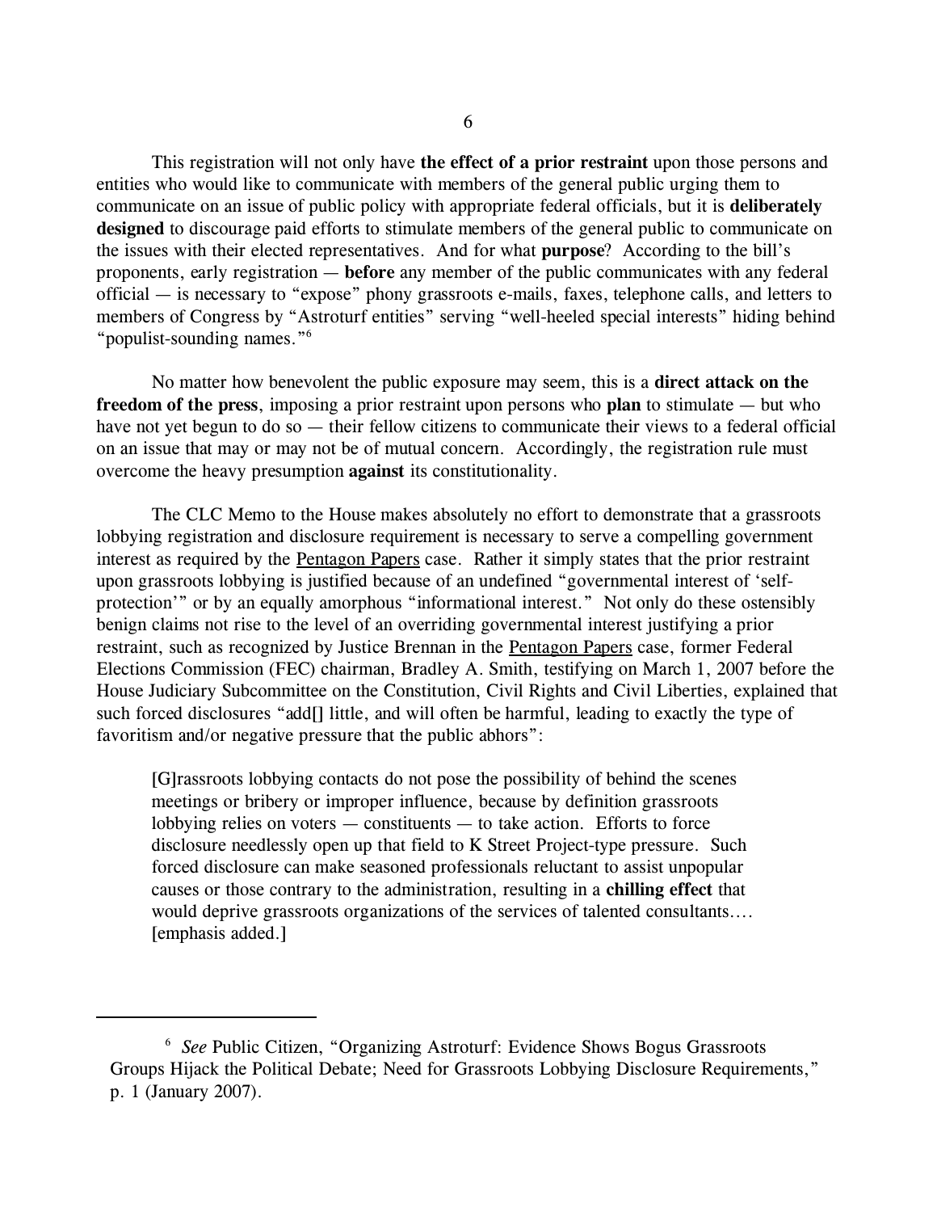This registration will not only have **the effect of a prior restraint** upon those persons and entities who would like to communicate with members of the general public urging them to communicate on an issue of public policy with appropriate federal officials, but it is **deliberately designed** to discourage paid efforts to stimulate members of the general public to communicate on the issues with their elected representatives. And for what **purpose**? According to the bill's proponents, early registration — **before** any member of the public communicates with any federal official — is necessary to "expose" phony grassroots e-mails, faxes, telephone calls, and letters to members of Congress by "Astroturf entities" serving "well-heeled special interests" hiding behind "populist-sounding names."[6]

No matter how benevolent the public exposure may seem, this is a **direct attack on the freedom of the press**, imposing a prior restraint upon persons who **plan** to stimulate — but who have not yet begun to do so — their fellow citizens to communicate their views to a federal official on an issue that may or may not be of mutual concern. Accordingly, the registration rule must overcome the heavy presumption **against** its constitutionality.

The CLC Memo to the House makes absolutely no effort to demonstrate that a grassroots lobbying registration and disclosure requirement is necessary to serve a compelling government interest as required by the Pentagon Papers case. Rather it simply states that the prior restraint upon grassroots lobbying is justified because of an undefined "governmental interest of 'self-protection'" or by an equally amorphous "informational interest." Not only do these ostensibly benign claims not rise to the level of an overriding governmental interest justifying a prior restraint, such as recognized by Justice Brennan in the Pentagon Papers case, former Federal Elections Commission (FEC) chairman, Bradley A. Smith, testifying on March 1, 2007 before the House Judiciary Subcommittee on the Constitution, Civil Rights and Civil Liberties, explained that such forced disclosures "add[] little, and will often be harmful, leading to exactly the type of favoritism and/or negative pressure that the public abhors":

> [G]rassroots lobbying contacts do not pose the possibility of behind the scenes meetings or bribery or improper influence, because by definition grassroots lobbying relies on voters — constituents — to take action. Efforts to force disclosure needlessly open up that field to K Street Project-type pressure. Such forced disclosure can make seasoned professionals reluctant to assist unpopular causes or those contrary to the administration, resulting in a **chilling effect** that would deprive grassroots organizations of the services of talented consultants.... [emphasis added.]

---

[6] *See* Public Citizen, "Organizing Astroturf: Evidence Shows Bogus Grassroots Groups Hijack the Political Debate; Need for Grassroots Lobbying Disclosure Requirements," p. 1 (January 2007).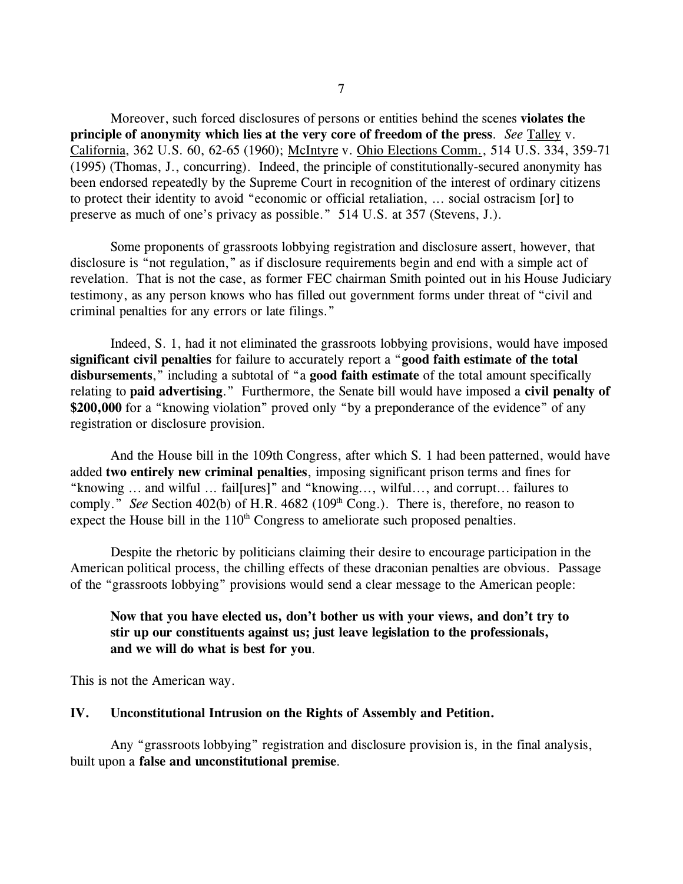Moreover, such forced disclosures of persons or entities behind the scenes **violates the principle of anonymity which lies at the very core of freedom of the press**. *See* Talley v. California, 362 U.S. 60, 62-65 (1960); McIntyre v. Ohio Elections Comm., 514 U.S. 334, 359-71 (1995) (Thomas, J., concurring). Indeed, the principle of constitutionally-secured anonymity has been endorsed repeatedly by the Supreme Court in recognition of the interest of ordinary citizens to protect their identity to avoid "economic or official retaliation, ... social ostracism [or] to preserve as much of one's privacy as possible." 514 U.S. at 357 (Stevens, J.).

Some proponents of grassroots lobbying registration and disclosure assert, however, that disclosure is "not regulation," as if disclosure requirements begin and end with a simple act of revelation. That is not the case, as former FEC chairman Smith pointed out in his House Judiciary testimony, as any person knows who has filled out government forms under threat of "civil and criminal penalties for any errors or late filings."

Indeed, S. 1, had it not eliminated the grassroots lobbying provisions, would have imposed **significant civil penalties** for failure to accurately report a "**good faith estimate of the total disbursements**," including a subtotal of "a **good faith estimate** of the total amount specifically relating to **paid advertising**." Furthermore, the Senate bill would have imposed a **civil penalty of $200,000** for a "knowing violation" proved only "by a preponderance of the evidence" of any registration or disclosure provision.

And the House bill in the 109th Congress, after which S. 1 had been patterned, would have added **two entirely new criminal penalties**, imposing significant prison terms and fines for "knowing ... and wilful ... fail[ures]" and "knowing..., wilful..., and corrupt... failures to comply." *See* Section 402(b) of H.R. 4682 (109th Cong.). There is, therefore, no reason to expect the House bill in the 110th Congress to ameliorate such proposed penalties.

Despite the rhetoric by politicians claiming their desire to encourage participation in the American political process, the chilling effects of these draconian penalties are obvious. Passage of the "grassroots lobbying" provisions would send a clear message to the American people:

> **Now that you have elected us, don't bother us with your views, and don't try to stir up our constituents against us; just leave legislation to the professionals, and we will do what is best for you**.

This is not the American way.

## IV. Unconstitutional Intrusion on the Rights of Assembly and Petition.

Any "grassroots lobbying" registration and disclosure provision is, in the final analysis, built upon a **false and unconstitutional premise**.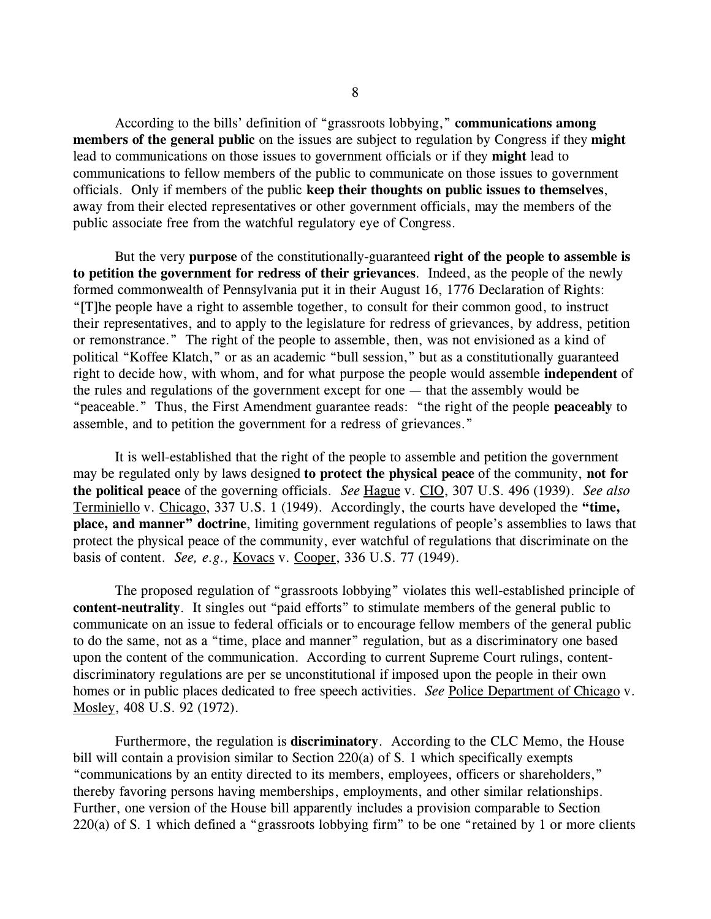According to the bills' definition of "grassroots lobbying," **communications among members of the general public** on the issues are subject to regulation by Congress if they **might** lead to communications on those issues to government officials or if they **might** lead to communications to fellow members of the public to communicate on those issues to government officials. Only if members of the public **keep their thoughts on public issues to themselves**, away from their elected representatives or other government officials, may the members of the public associate free from the watchful regulatory eye of Congress.

But the very **purpose** of the constitutionally-guaranteed **right of the people to assemble is to petition the government for redress of their grievances**. Indeed, as the people of the newly formed commonwealth of Pennsylvania put it in their August 16, 1776 Declaration of Rights: "[T]he people have a right to assemble together, to consult for their common good, to instruct their representatives, and to apply to the legislature for redress of grievances, by address, petition or remonstrance." The right of the people to assemble, then, was not envisioned as a kind of political "Koffee Klatch," or as an academic "bull session," but as a constitutionally guaranteed right to decide how, with whom, and for what purpose the people would assemble **independent** of the rules and regulations of the government except for one — that the assembly would be "peaceable." Thus, the First Amendment guarantee reads: "the right of the people **peaceably** to assemble, and to petition the government for a redress of grievances."

It is well-established that the right of the people to assemble and petition the government may be regulated only by laws designed **to protect the physical peace** of the community, **not for the political peace** of the governing officials. *See* Hague v. CIO, 307 U.S. 496 (1939). *See also* Terminiello v. Chicago, 337 U.S. 1 (1949). Accordingly, the courts have developed the **"time, place, and manner" doctrine**, limiting government regulations of people's assemblies to laws that protect the physical peace of the community, ever watchful of regulations that discriminate on the basis of content. *See, e.g.,* Kovacs v. Cooper, 336 U.S. 77 (1949).

The proposed regulation of "grassroots lobbying" violates this well-established principle of **content-neutrality**. It singles out "paid efforts" to stimulate members of the general public to communicate on an issue to federal officials or to encourage fellow members of the general public to do the same, not as a "time, place and manner" regulation, but as a discriminatory one based upon the content of the communication. According to current Supreme Court rulings, content-discriminatory regulations are per se unconstitutional if imposed upon the people in their own homes or in public places dedicated to free speech activities. *See* Police Department of Chicago v. Mosley, 408 U.S. 92 (1972).

Furthermore, the regulation is **discriminatory**. According to the CLC Memo, the House bill will contain a provision similar to Section 220(a) of S. 1 which specifically exempts "communications by an entity directed to its members, employees, officers or shareholders," thereby favoring persons having memberships, employments, and other similar relationships. Further, one version of the House bill apparently includes a provision comparable to Section 220(a) of S. 1 which defined a "grassroots lobbying firm" to be one "retained by 1 or more clients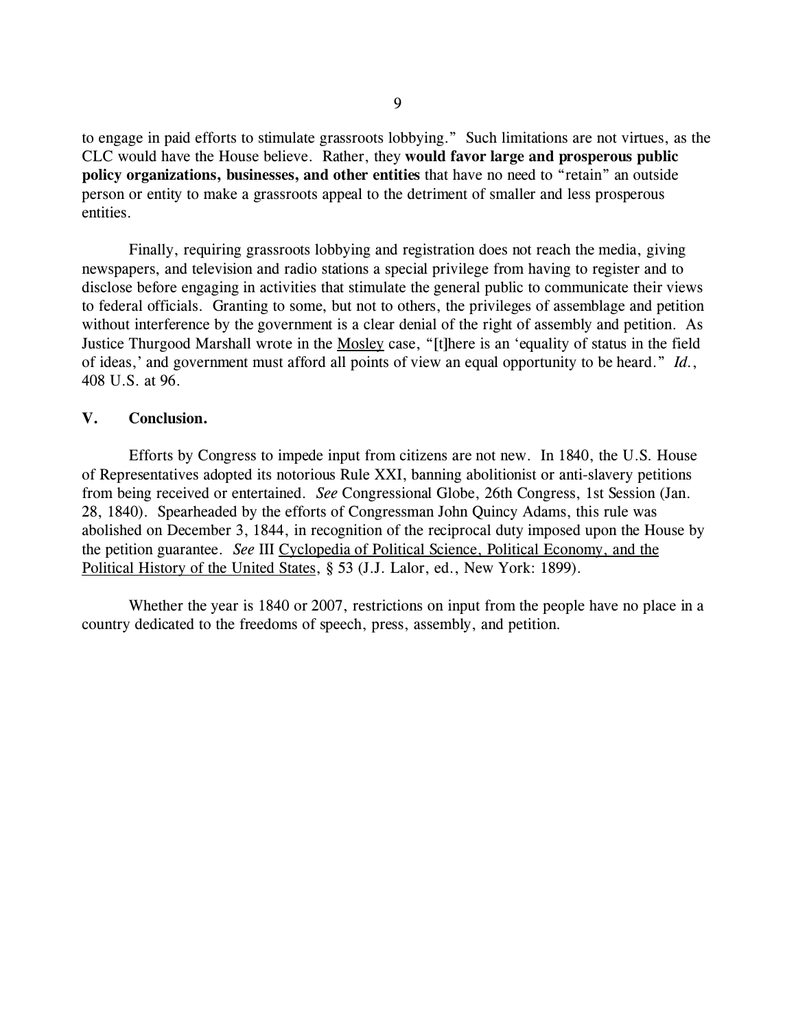to engage in paid efforts to stimulate grassroots lobbying." Such limitations are not virtues, as the CLC would have the House believe. Rather, they **would favor large and prosperous public policy organizations, businesses, and other entities** that have no need to "retain" an outside person or entity to make a grassroots appeal to the detriment of smaller and less prosperous entities.

Finally, requiring grassroots lobbying and registration does not reach the media, giving newspapers, and television and radio stations a special privilege from having to register and to disclose before engaging in activities that stimulate the general public to communicate their views to federal officials. Granting to some, but not to others, the privileges of assemblage and petition without interference by the government is a clear denial of the right of assembly and petition. As Justice Thurgood Marshall wrote in the Mosley case, "[t]here is an 'equality of status in the field of ideas,' and government must afford all points of view an equal opportunity to be heard." *Id.*, 408 U.S. at 96.

## V. Conclusion.

Efforts by Congress to impede input from citizens are not new. In 1840, the U.S. House of Representatives adopted its notorious Rule XXI, banning abolitionist or anti-slavery petitions from being received or entertained. *See* Congressional Globe, 26th Congress, 1st Session (Jan. 28, 1840). Spearheaded by the efforts of Congressman John Quincy Adams, this rule was abolished on December 3, 1844, in recognition of the reciprocal duty imposed upon the House by the petition guarantee. *See* III Cyclopedia of Political Science, Political Economy, and the Political History of the United States, § 53 (J.J. Lalor, ed., New York: 1899).

Whether the year is 1840 or 2007, restrictions on input from the people have no place in a country dedicated to the freedoms of speech, press, assembly, and petition.